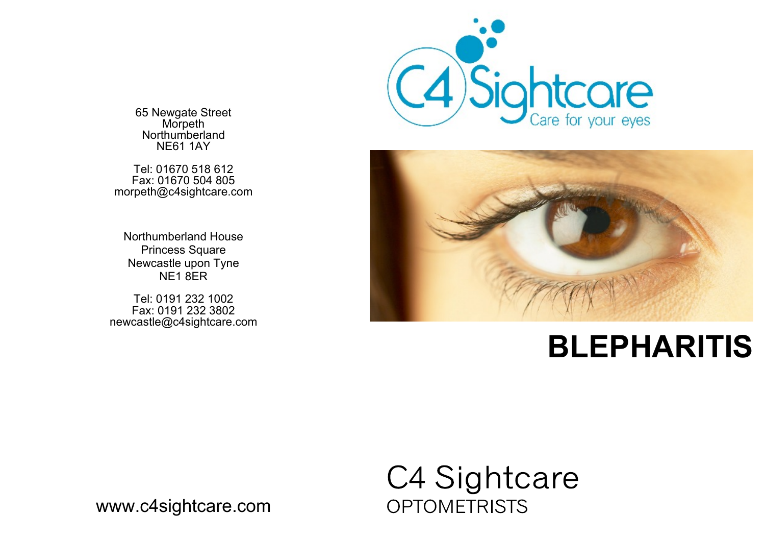65 Newgate Street
Morpeth
Northumberland
NE61 1AY

Tel: 01670 518 612
Fax: 01670 504 805
morpeth@c4sightcare.com

Northumberland House
Princess Square
Newcastle upon Tyne
NE1 8ER

Tel: 0191 232 1002
Fax: 0191 232 3802
newcastle@c4sightcare.com

www.c4sightcare.com

C4 Sightcare
Care for your eyes

# BLEPHARITIS

C4 Sightcare
OPTOMETRISTS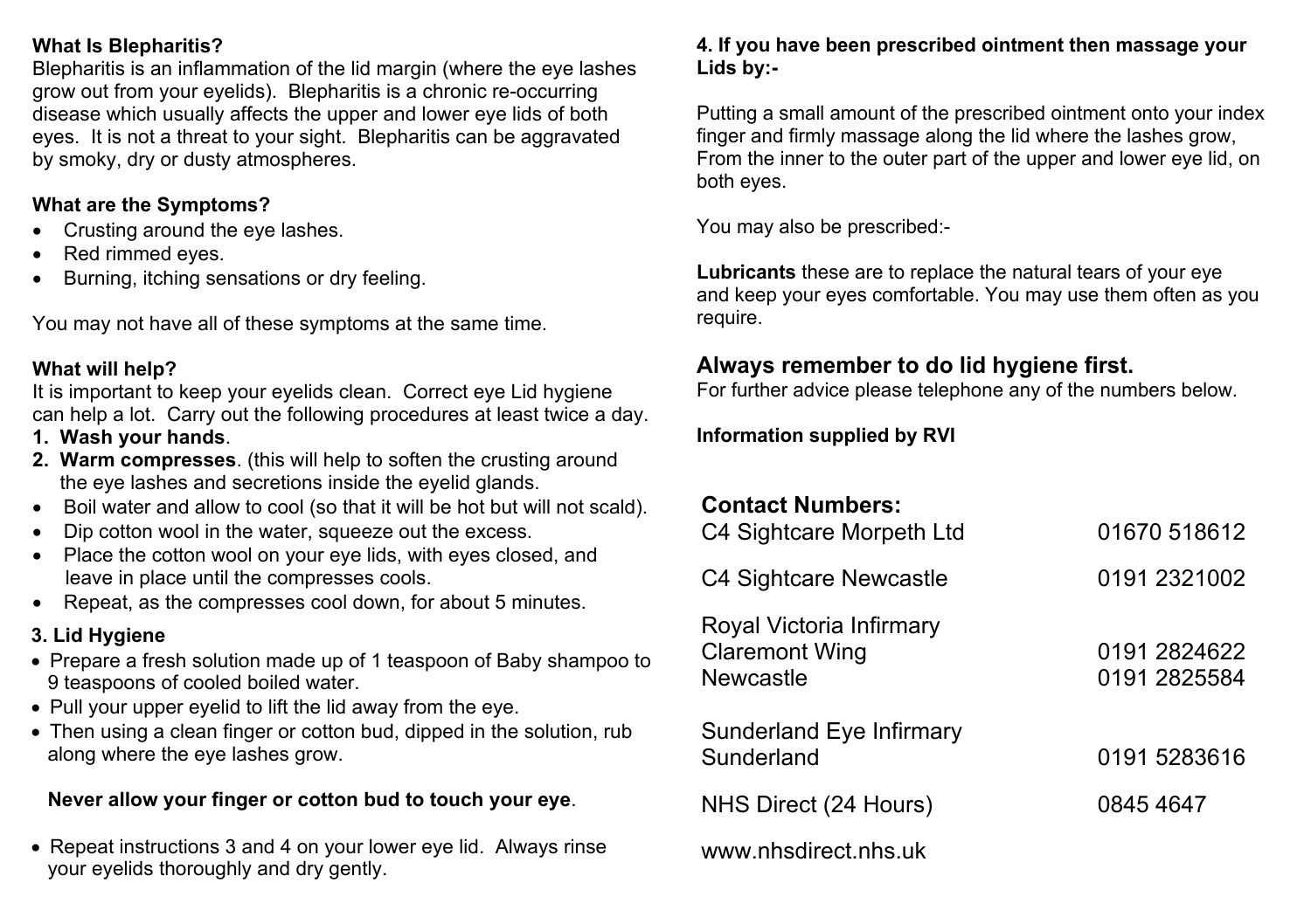**What Is Blepharitis?**
Blepharitis is an inflammation of the lid margin (where the eye lashes grow out from your eyelids). Blepharitis is a chronic re-occurring disease which usually affects the upper and lower eye lids of both eyes. It is not a threat to your sight. Blepharitis can be aggravated by smoky, dry or dusty atmospheres.

**What are the Symptoms?**

- Crusting around the eye lashes.
- Red rimmed eyes.
- Burning, itching sensations or dry feeling.

You may not have all of these symptoms at the same time.

**What will help?**
It is important to keep your eyelids clean. Correct eye Lid hygiene can help a lot. Carry out the following procedures at least twice a day.

1. **Wash your hands**.
2. **Warm compresses**. (this will help to soften the crusting around the eye lashes and secretions inside the eyelid glands.

- Boil water and allow to cool (so that it will be hot but will not scald).
- Dip cotton wool in the water, squeeze out the excess.
- Place the cotton wool on your eye lids, with eyes closed, and leave in place until the compresses cools.
- Repeat, as the compresses cool down, for about 5 minutes.

**3. Lid Hygiene**

- Prepare a fresh solution made up of 1 teaspoon of Baby shampoo to 9 teaspoons of cooled boiled water.
- Pull your upper eyelid to lift the lid away from the eye.
- Then using a clean finger or cotton bud, dipped in the solution, rub along where the eye lashes grow.

**Never allow your finger or cotton bud to touch your eye**.

- Repeat instructions 3 and 4 on your lower eye lid. Always rinse your eyelids thoroughly and dry gently.

**4. If you have been prescribed ointment then massage your Lids by:-**

Putting a small amount of the prescribed ointment onto your index finger and firmly massage along the lid where the lashes grow, From the inner to the outer part of the upper and lower eye lid, on both eyes.

You may also be prescribed:-

**Lubricants** these are to replace the natural tears of your eye and keep your eyes comfortable. You may use them often as you require.

## Always remember to do lid hygiene first.

For further advice please telephone any of the numbers below.

**Information supplied by RVI**

**Contact Numbers:**

| | |
|---|---|
| C4 Sightcare Morpeth Ltd | 01670 518612 |
| C4 Sightcare Newcastle | 0191 2321002 |
| Royal Victoria Infirmary Claremont Wing Newcastle | 0191 2824622 0191 2825584 |
| Sunderland Eye Infirmary Sunderland | 0191 5283616 |
| NHS Direct (24 Hours) | 0845 4647 |

www.nhsdirect.nhs.uk